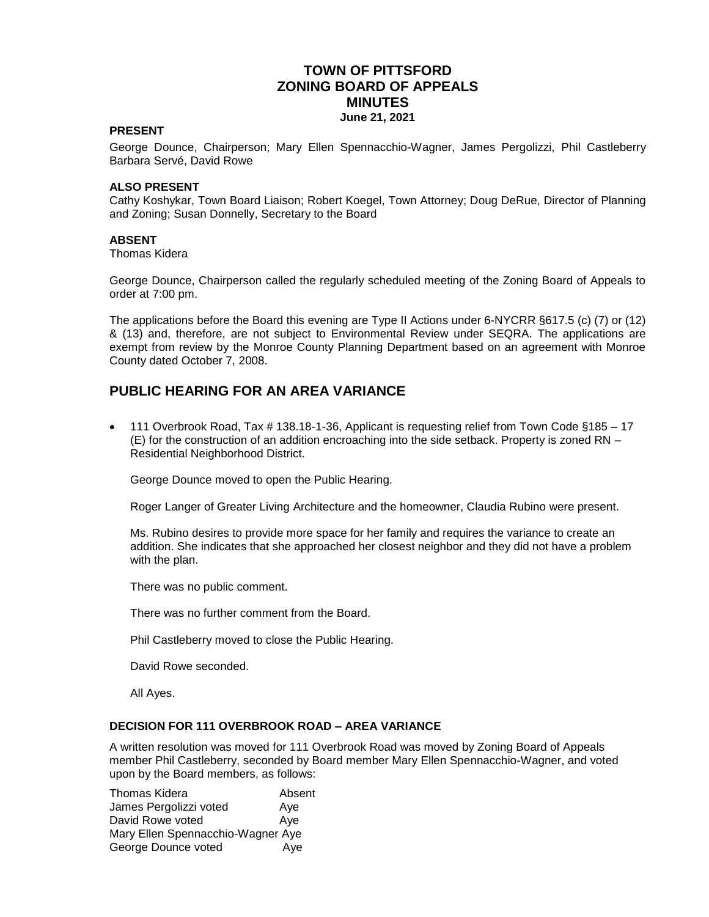# TOWN OF PITTSFORD
# ZONING BOARD OF APPEALS
# MINUTES
**June 21, 2021**

**PRESENT**

George Dounce, Chairperson; Mary Ellen Spennacchio-Wagner, James Pergolizzi, Phil Castleberry Barbara Servé, David Rowe

**ALSO PRESENT**

Cathy Koshykar, Town Board Liaison; Robert Koegel, Town Attorney; Doug DeRue, Director of Planning and Zoning; Susan Donnelly, Secretary to the Board

**ABSENT**

Thomas Kidera

George Dounce, Chairperson called the regularly scheduled meeting of the Zoning Board of Appeals to order at 7:00 pm.

The applications before the Board this evening are Type II Actions under 6-NYCRR §617.5 (c) (7) or (12) & (13) and, therefore, are not subject to Environmental Review under SEQRA. The applications are exempt from review by the Monroe County Planning Department based on an agreement with Monroe County dated October 7, 2008.

## PUBLIC HEARING FOR AN AREA VARIANCE

- 111 Overbrook Road, Tax # 138.18-1-36, Applicant is requesting relief from Town Code §185 – 17 (E) for the construction of an addition encroaching into the side setback. Property is zoned RN – Residential Neighborhood District.

  George Dounce moved to open the Public Hearing.

  Roger Langer of Greater Living Architecture and the homeowner, Claudia Rubino were present.

  Ms. Rubino desires to provide more space for her family and requires the variance to create an addition. She indicates that she approached her closest neighbor and they did not have a problem with the plan.

  There was no public comment.

  There was no further comment from the Board.

  Phil Castleberry moved to close the Public Hearing.

  David Rowe seconded.

  All Ayes.

**DECISION FOR 111 OVERBROOK ROAD – AREA VARIANCE**

A written resolution was moved for 111 Overbrook Road was moved by Zoning Board of Appeals member Phil Castleberry, seconded by Board member Mary Ellen Spennacchio-Wagner, and voted upon by the Board members, as follows:

Thomas Kidera Absent
James Pergolizzi voted Aye
David Rowe voted Aye
Mary Ellen Spennacchio-Wagner Aye
George Dounce voted Aye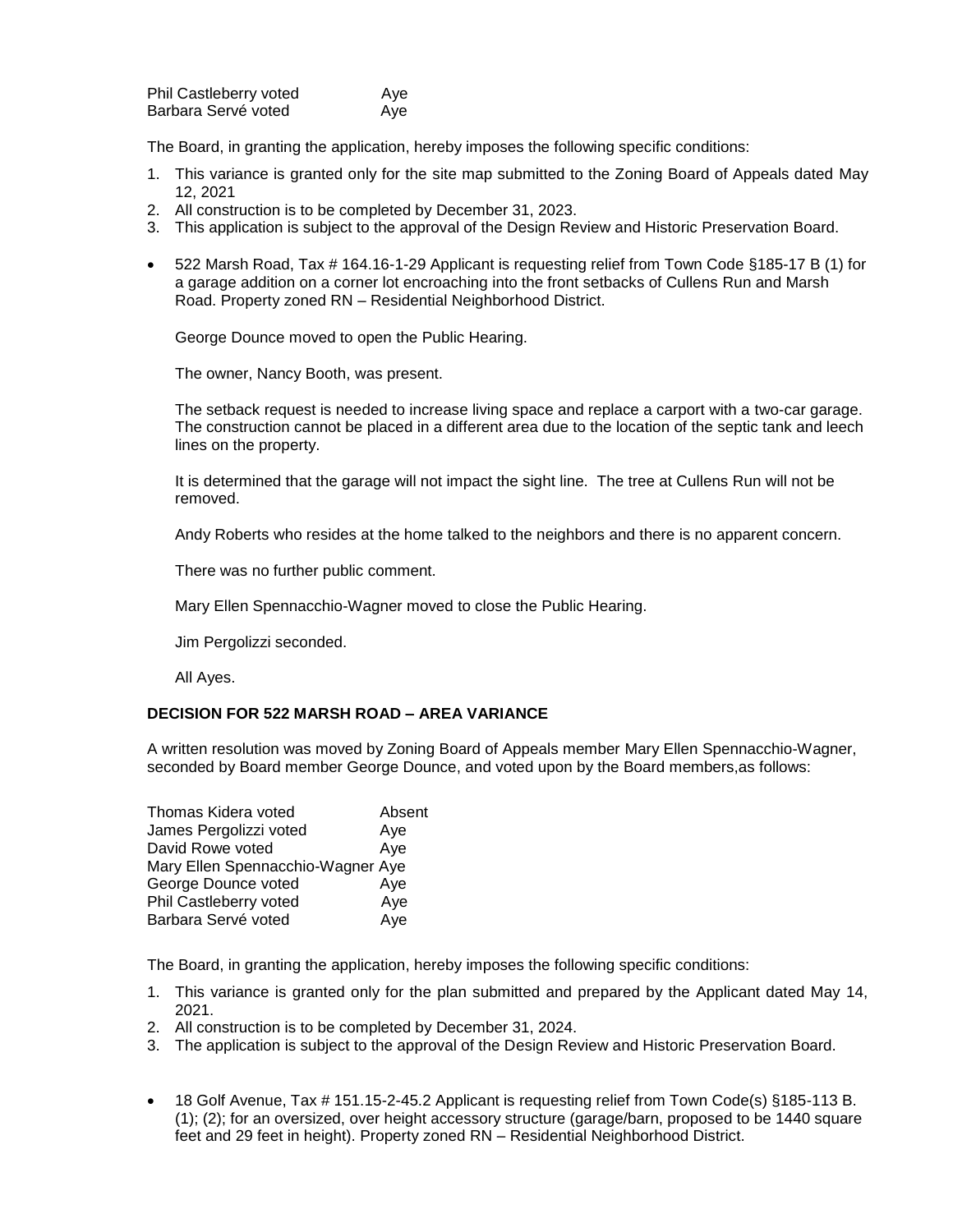| | |
|---|---|
| Phil Castleberry voted | Aye |
| Barbara Servé voted | Aye |

The Board, in granting the application, hereby imposes the following specific conditions:

1. This variance is granted only for the site map submitted to the Zoning Board of Appeals dated May 12, 2021
2. All construction is to be completed by December 31, 2023.
3. This application is subject to the approval of the Design Review and Historic Preservation Board.

- 522 Marsh Road, Tax # 164.16-1-29 Applicant is requesting relief from Town Code §185-17 B (1) for a garage addition on a corner lot encroaching into the front setbacks of Cullens Run and Marsh Road. Property zoned RN – Residential Neighborhood District.

  George Dounce moved to open the Public Hearing.

  The owner, Nancy Booth, was present.

  The setback request is needed to increase living space and replace a carport with a two-car garage. The construction cannot be placed in a different area due to the location of the septic tank and leech lines on the property.

  It is determined that the garage will not impact the sight line. The tree at Cullens Run will not be removed.

  Andy Roberts who resides at the home talked to the neighbors and there is no apparent concern.

  There was no further public comment.

  Mary Ellen Spennacchio-Wagner moved to close the Public Hearing.

  Jim Pergolizzi seconded.

  All Ayes.

**DECISION FOR 522 MARSH ROAD – AREA VARIANCE**

A written resolution was moved by Zoning Board of Appeals member Mary Ellen Spennacchio-Wagner, seconded by Board member George Dounce, and voted upon by the Board members,as follows:

| | |
|---|---|
| Thomas Kidera voted | Absent |
| James Pergolizzi voted | Aye |
| David Rowe voted | Aye |
| Mary Ellen Spennacchio-Wagner | Aye |
| George Dounce voted | Aye |
| Phil Castleberry voted | Aye |
| Barbara Servé voted | Aye |

The Board, in granting the application, hereby imposes the following specific conditions:

1. This variance is granted only for the plan submitted and prepared by the Applicant dated May 14, 2021.
2. All construction is to be completed by December 31, 2024.
3. The application is subject to the approval of the Design Review and Historic Preservation Board.

- 18 Golf Avenue, Tax # 151.15-2-45.2 Applicant is requesting relief from Town Code(s) §185-113 B. (1); (2); for an oversized, over height accessory structure (garage/barn, proposed to be 1440 square feet and 29 feet in height). Property zoned RN – Residential Neighborhood District.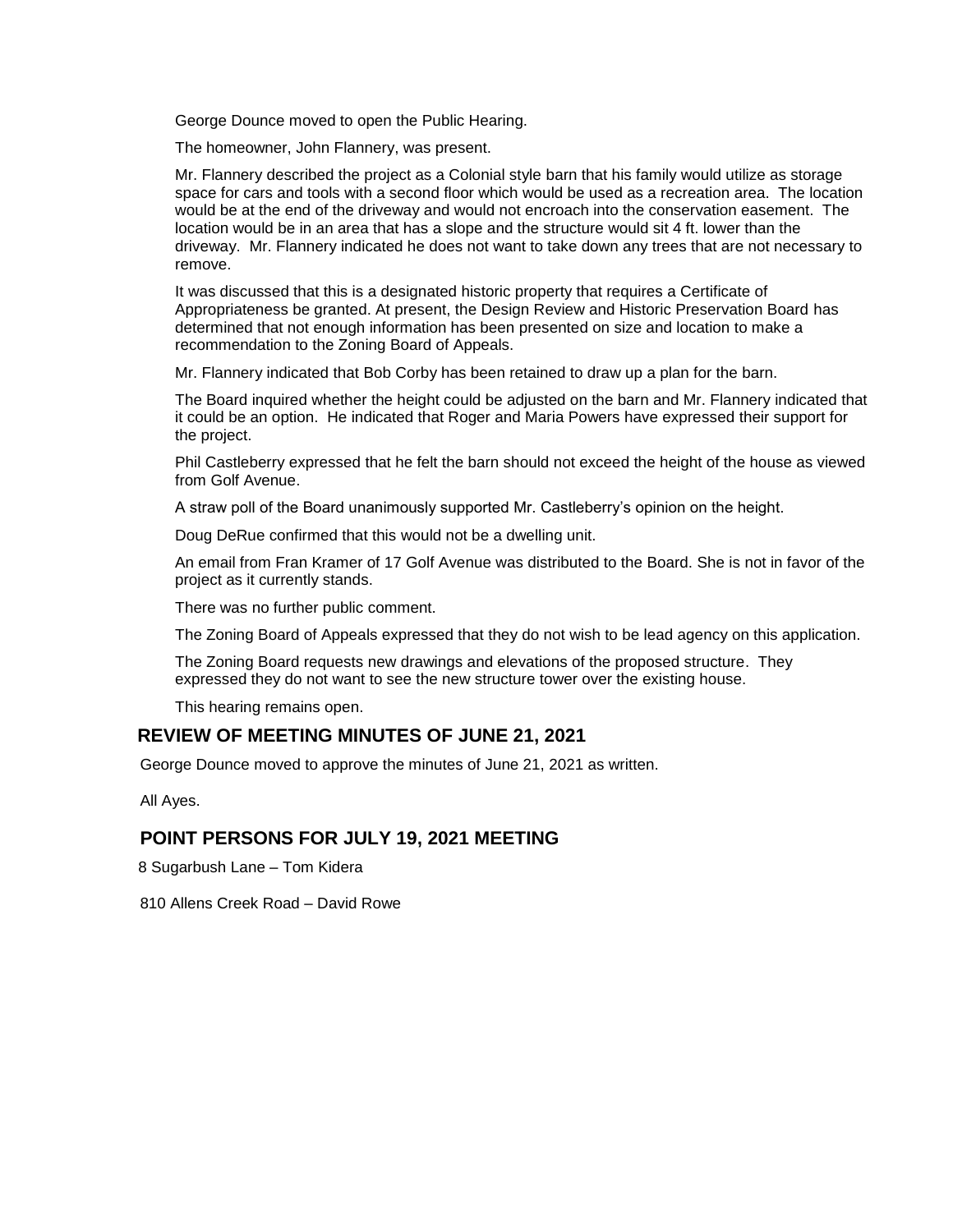George Dounce moved to open the Public Hearing.

The homeowner, John Flannery, was present.

Mr. Flannery described the project as a Colonial style barn that his family would utilize as storage space for cars and tools with a second floor which would be used as a recreation area. The location would be at the end of the driveway and would not encroach into the conservation easement. The location would be in an area that has a slope and the structure would sit 4 ft. lower than the driveway. Mr. Flannery indicated he does not want to take down any trees that are not necessary to remove.

It was discussed that this is a designated historic property that requires a Certificate of Appropriateness be granted. At present, the Design Review and Historic Preservation Board has determined that not enough information has been presented on size and location to make a recommendation to the Zoning Board of Appeals.

Mr. Flannery indicated that Bob Corby has been retained to draw up a plan for the barn.

The Board inquired whether the height could be adjusted on the barn and Mr. Flannery indicated that it could be an option. He indicated that Roger and Maria Powers have expressed their support for the project.

Phil Castleberry expressed that he felt the barn should not exceed the height of the house as viewed from Golf Avenue.

A straw poll of the Board unanimously supported Mr. Castleberry's opinion on the height.

Doug DeRue confirmed that this would not be a dwelling unit.

An email from Fran Kramer of 17 Golf Avenue was distributed to the Board. She is not in favor of the project as it currently stands.

There was no further public comment.

The Zoning Board of Appeals expressed that they do not wish to be lead agency on this application.

The Zoning Board requests new drawings and elevations of the proposed structure. They expressed they do not want to see the new structure tower over the existing house.

This hearing remains open.

## REVIEW OF MEETING MINUTES OF JUNE 21, 2021

George Dounce moved to approve the minutes of June 21, 2021 as written.

All Ayes.

## POINT PERSONS FOR JULY 19, 2021 MEETING

8 Sugarbush Lane – Tom Kidera

810 Allens Creek Road – David Rowe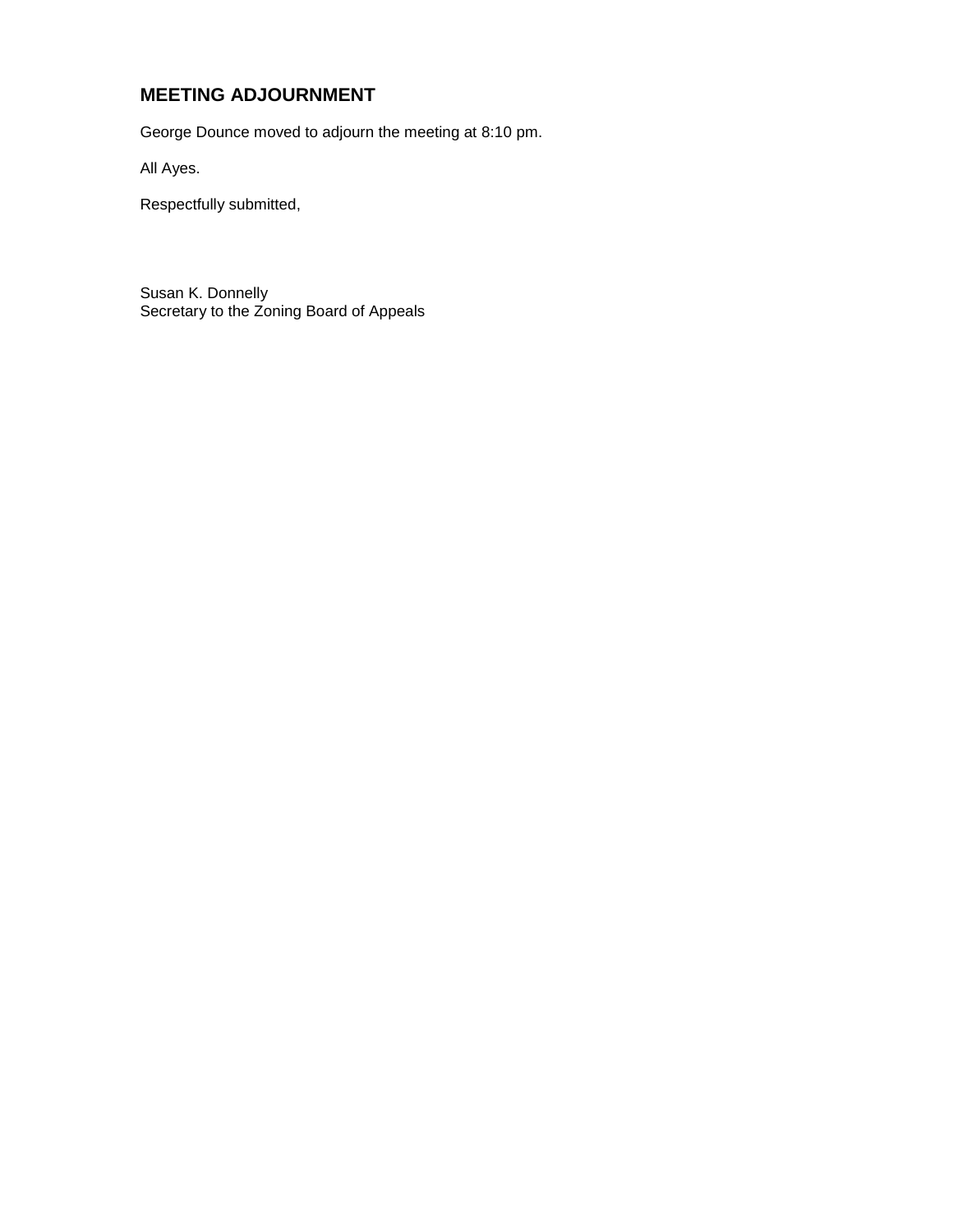## MEETING ADJOURNMENT

George Dounce moved to adjourn the meeting at 8:10 pm.

All Ayes.

Respectfully submitted,

Susan K. Donnelly
Secretary to the Zoning Board of Appeals